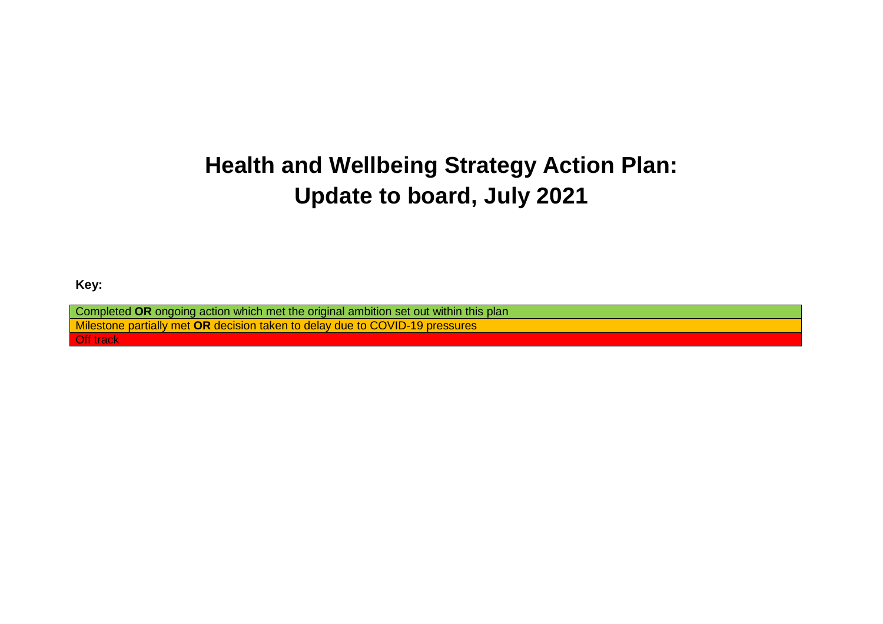# Health and Wellbeing Strategy Action Plan: Update to board, July 2021

**Key:**

| |
|---|
| Completed **OR** ongoing action which met the original ambition set out within this plan |
| Milestone partially met **OR** decision taken to delay due to COVID-19 pressures |
| Off track |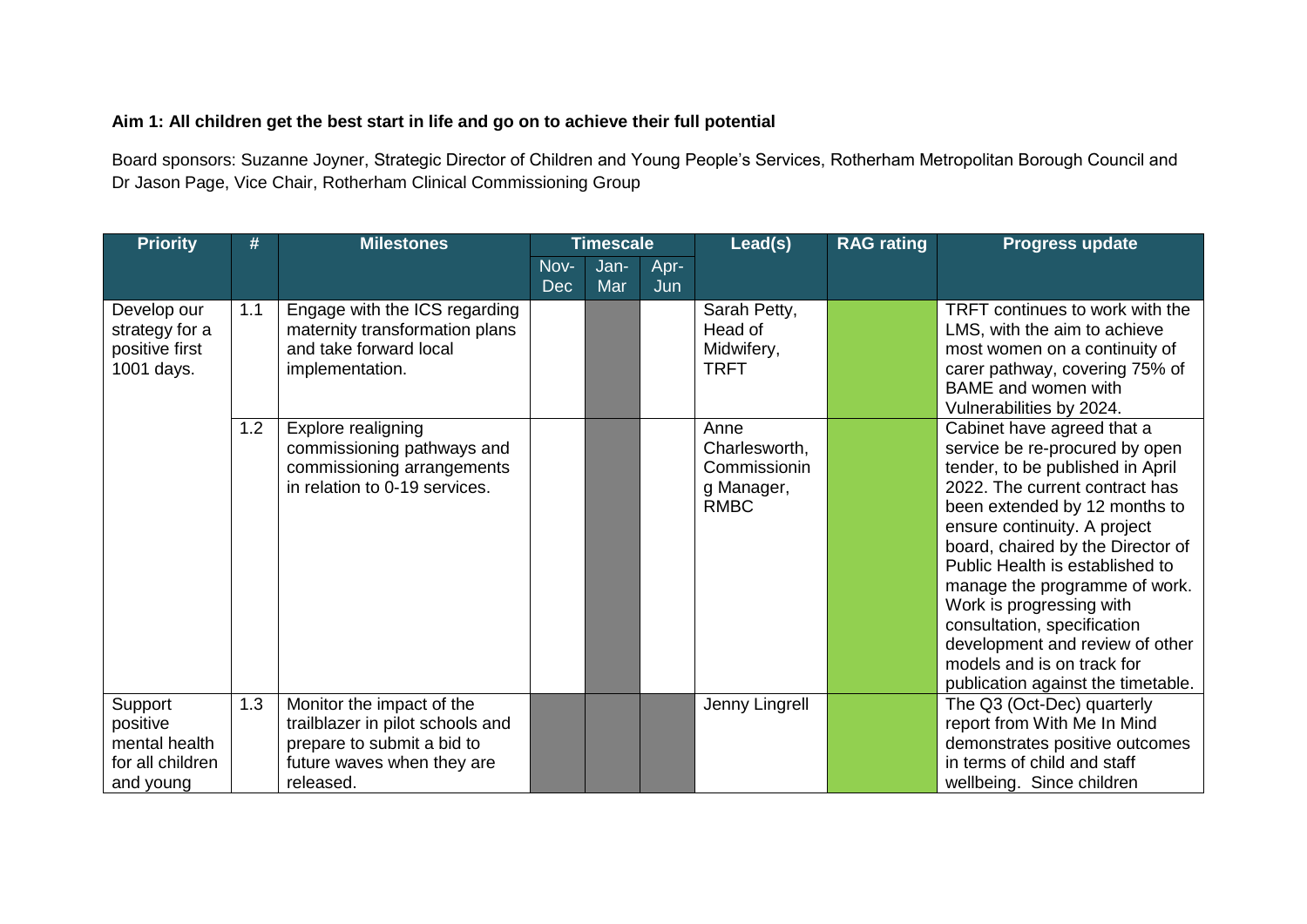**Aim 1: All children get the best start in life and go on to achieve their full potential**

Board sponsors: Suzanne Joyner, Strategic Director of Children and Young People's Services, Rotherham Metropolitan Borough Council and Dr Jason Page, Vice Chair, Rotherham Clinical Commissioning Group

| Priority | # | Milestones | Timescale | | | Lead(s) | RAG rating | Progress update |
|---|---|---|---|---|---|---|---|---|
| | | | Nov-Dec | Jan-Mar | Apr-Jun | | | |
| Develop our strategy for a positive first 1001 days. | 1.1 | Engage with the ICS regarding maternity transformation plans and take forward local implementation. | | | | Sarah Petty, Head of Midwifery, TRFT | | TRFT continues to work with the LMS, with the aim to achieve most women on a continuity of carer pathway, covering 75% of BAME and women with Vulnerabilities by 2024. |
| | 1.2 | Explore realigning commissioning pathways and commissioning arrangements in relation to 0-19 services. | | | | Anne Charlesworth, Commissioning Manager, RMBC | | Cabinet have agreed that a service be re-procured by open tender, to be published in April 2022. The current contract has been extended by 12 months to ensure continuity. A project board, chaired by the Director of Public Health is established to manage the programme of work. Work is progressing with consultation, specification development and review of other models and is on track for publication against the timetable. |
| Support positive mental health for all children and young | 1.3 | Monitor the impact of the trailblazer in pilot schools and prepare to submit a bid to future waves when they are released. | | | | Jenny Lingrell | | The Q3 (Oct-Dec) quarterly report from With Me In Mind demonstrates positive outcomes in terms of child and staff wellbeing. Since children |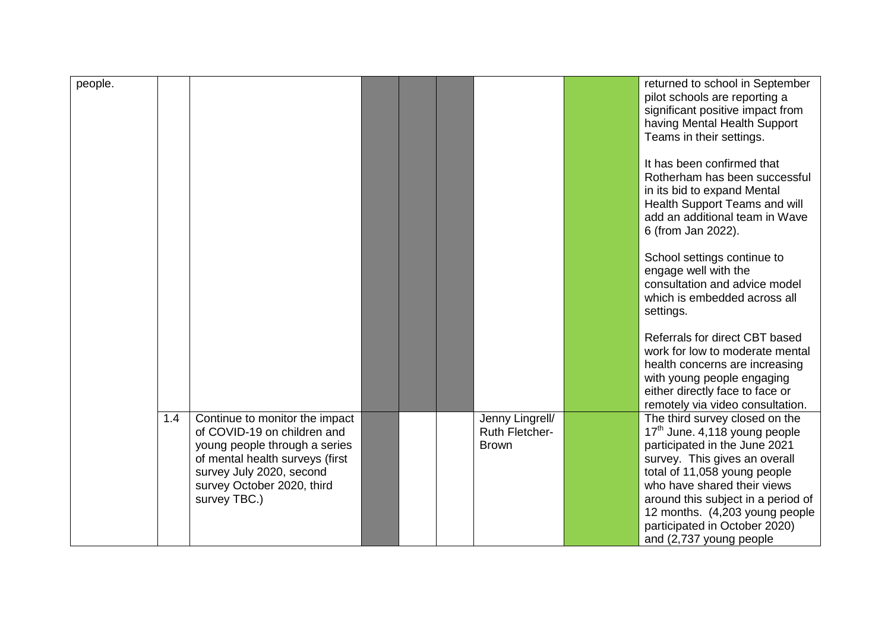| | | | | | | | | |
|---|---|---|---|---|---|---|---|---|
| people. | | | | | | | | returned to school in September pilot schools are reporting a significant positive impact from having Mental Health Support Teams in their settings.<br><br>It has been confirmed that Rotherham has been successful in its bid to expand Mental Health Support Teams and will add an additional team in Wave 6 (from Jan 2022).<br><br>School settings continue to engage well with the consultation and advice model which is embedded across all settings.<br><br>Referrals for direct CBT based work for low to moderate mental health concerns are increasing with young people engaging either directly face to face or remotely via video consultation. |
| | 1.4 | Continue to monitor the impact of COVID-19 on children and young people through a series of mental health surveys (first survey July 2020, second survey October 2020, third survey TBC.) | | | | Jenny Lingrell/ Ruth Fletcher-Brown | | The third survey closed on the 17th June. 4,118 young people participated in the June 2021 survey. This gives an overall total of 11,058 young people who have shared their views around this subject in a period of 12 months. (4,203 young people participated in October 2020) and (2,737 young people |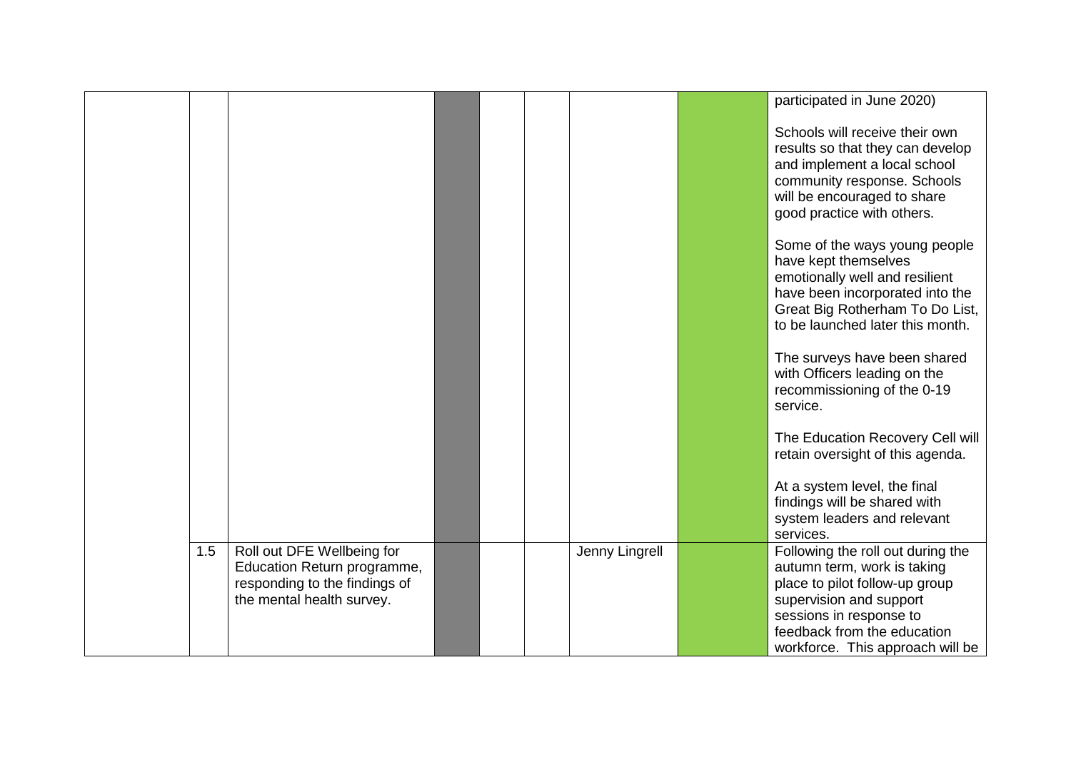| | | | | | | | | |
|---|---|---|---|---|---|---|---|---|
| | | | | | | | | participated in June 2020)<br><br>Schools will receive their own results so that they can develop and implement a local school community response. Schools will be encouraged to share good practice with others.<br><br>Some of the ways young people have kept themselves emotionally well and resilient have been incorporated into the Great Big Rotherham To Do List, to be launched later this month.<br><br>The surveys have been shared with Officers leading on the recommissioning of the 0-19 service.<br><br>The Education Recovery Cell will retain oversight of this agenda.<br><br>At a system level, the final findings will be shared with system leaders and relevant services. |
| | 1.5 | Roll out DFE Wellbeing for Education Return programme, responding to the findings of the mental health survey. | | | | Jenny Lingrell | | Following the roll out during the autumn term, work is taking place to pilot follow-up group supervision and support sessions in response to feedback from the education workforce. This approach will be |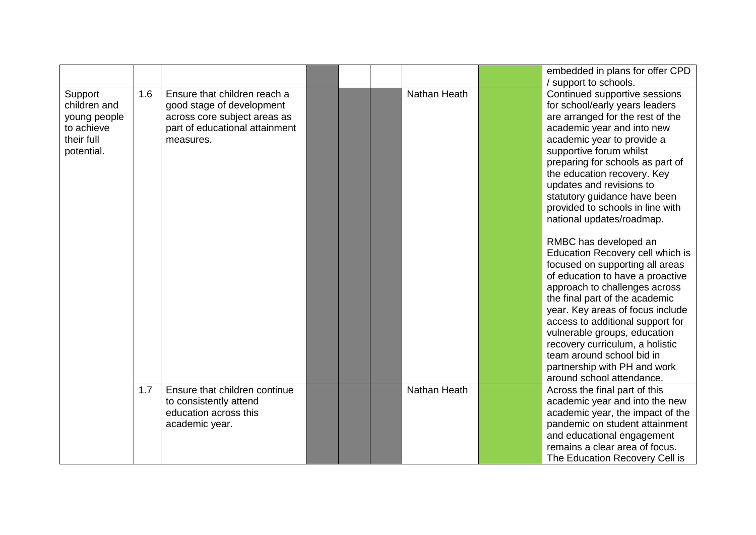| | | | | | | | | |
|---|---|---|---|---|---|---|---|---|
| | | | | | | | | embedded in plans for offer CPD / support to schools. |
| Support children and young people to achieve their full potential. | 1.6 | Ensure that children reach a good stage of development across core subject areas as part of educational attainment measures. | | | | Nathan Heath | | Continued supportive sessions for school/early years leaders are arranged for the rest of the academic year and into new academic year to provide a supportive forum whilst preparing for schools as part of the education recovery. Key updates and revisions to statutory guidance have been provided to schools in line with national updates/roadmap.<br><br>RMBC has developed an Education Recovery cell which is focused on supporting all areas of education to have a proactive approach to challenges across the final part of the academic year. Key areas of focus include access to additional support for vulnerable groups, education recovery curriculum, a holistic team around school bid in partnership with PH and work around school attendance. |
| | 1.7 | Ensure that children continue to consistently attend education across this academic year. | | | | Nathan Heath | | Across the final part of this academic year and into the new academic year, the impact of the pandemic on student attainment and educational engagement remains a clear area of focus. The Education Recovery Cell is |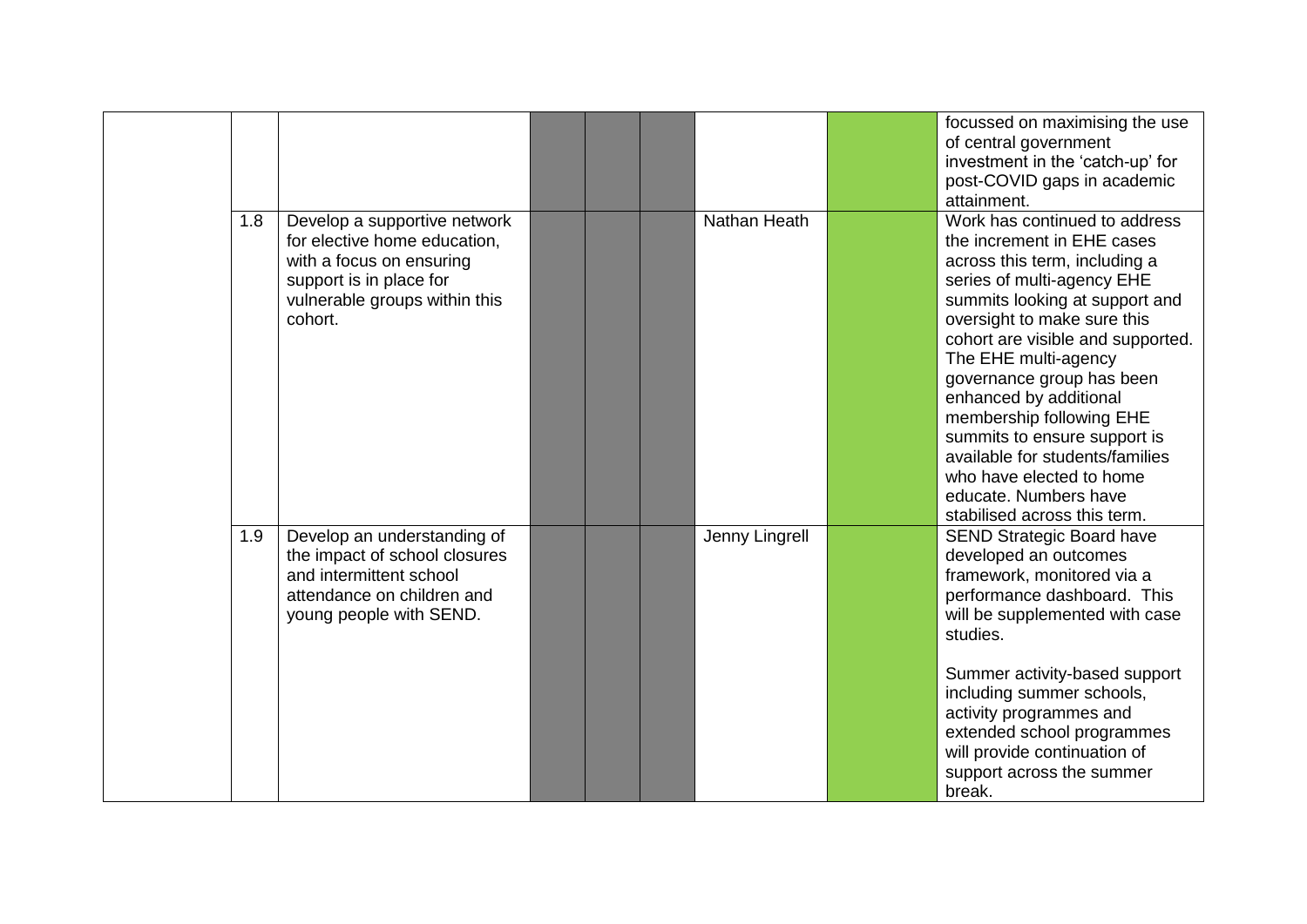| | | | | | | | | |
|---|---|---|---|---|---|---|---|---|
| | | | | | | | | focussed on maximising the use of central government investment in the 'catch-up' for post-COVID gaps in academic attainment. |
| | 1.8 | Develop a supportive network for elective home education, with a focus on ensuring support is in place for vulnerable groups within this cohort. | | | | Nathan Heath | | Work has continued to address the increment in EHE cases across this term, including a series of multi-agency EHE summits looking at support and oversight to make sure this cohort are visible and supported. The EHE multi-agency governance group has been enhanced by additional membership following EHE summits to ensure support is available for students/families who have elected to home educate. Numbers have stabilised across this term. |
| | 1.9 | Develop an understanding of the impact of school closures and intermittent school attendance on children and young people with SEND. | | | | Jenny Lingrell | | SEND Strategic Board have developed an outcomes framework, monitored via a performance dashboard. This will be supplemented with case studies.<br><br>Summer activity-based support including summer schools, activity programmes and extended school programmes will provide continuation of support across the summer break. |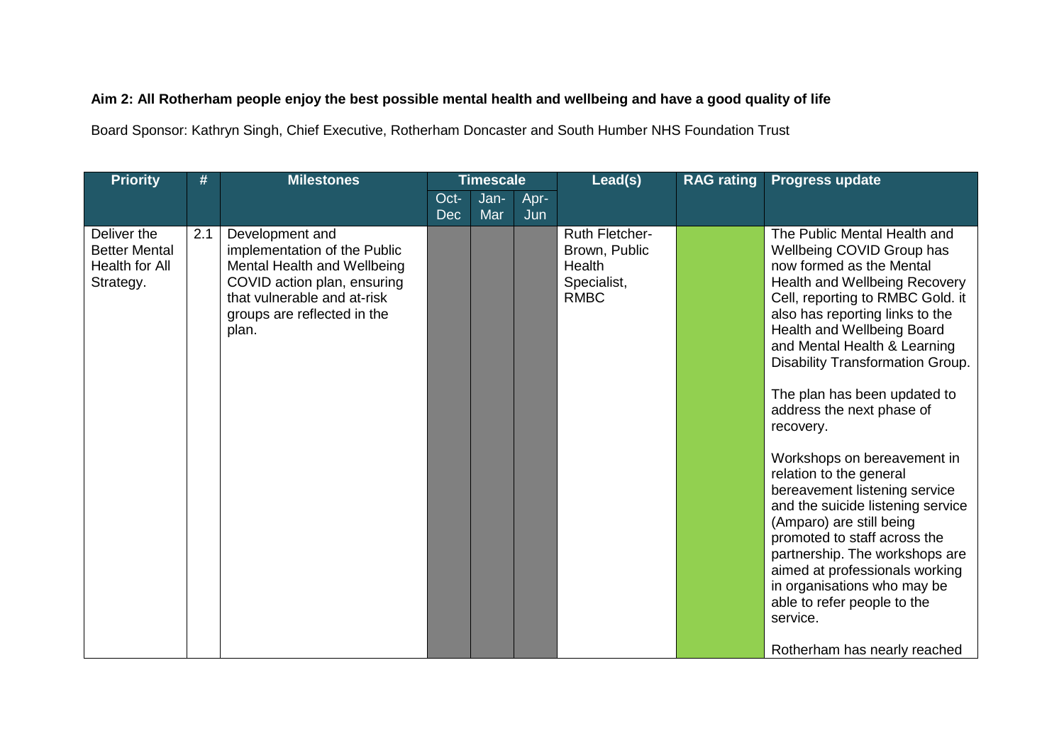**Aim 2: All Rotherham people enjoy the best possible mental health and wellbeing and have a good quality of life**

Board Sponsor: Kathryn Singh, Chief Executive, Rotherham Doncaster and South Humber NHS Foundation Trust

| Priority | # | Milestones | Timescale | | | Lead(s) | RAG rating | Progress update |
|---|---|---|---|---|---|---|---|---|
| | | | Oct-Dec | Jan-Mar | Apr-Jun | | | |
| Deliver the Better Mental Health for All Strategy. | 2.1 | Development and implementation of the Public Mental Health and Wellbeing COVID action plan, ensuring that vulnerable and at-risk groups are reflected in the plan. | | | | Ruth Fletcher-Brown, Public Health Specialist, RMBC | | The Public Mental Health and Wellbeing COVID Group has now formed as the Mental Health and Wellbeing Recovery Cell, reporting to RMBC Gold. it also has reporting links to the Health and Wellbeing Board and Mental Health & Learning Disability Transformation Group.<br><br>The plan has been updated to address the next phase of recovery.<br><br>Workshops on bereavement in relation to the general bereavement listening service and the suicide listening service (Amparo) are still being promoted to staff across the partnership. The workshops are aimed at professionals working in organisations who may be able to refer people to the service.<br><br>Rotherham has nearly reached |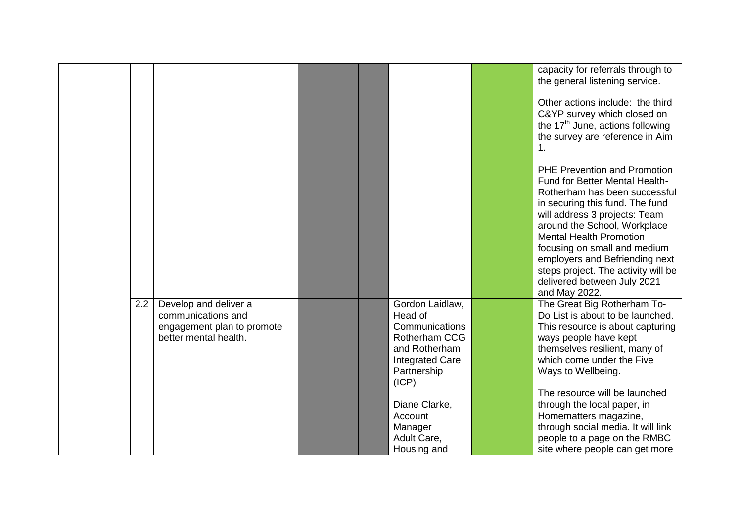| | | | | | | | | |
|---|---|---|---|---|---|---|---|---|
| | | | | | | | | capacity for referrals through to the general listening service.<br><br>Other actions include: the third C&YP survey which closed on the 17th June, actions following the survey are reference in Aim 1.<br><br>PHE Prevention and Promotion Fund for Better Mental Health-Rotherham has been successful in securing this fund. The fund will address 3 projects: Team around the School, Workplace Mental Health Promotion focusing on small and medium employers and Befriending next steps project. The activity will be delivered between July 2021 and May 2022. |
| | 2.2 | Develop and deliver a communications and engagement plan to promote better mental health. | | | | Gordon Laidlaw, Head of Communications Rotherham CCG and Rotherham Integrated Care Partnership (ICP)<br><br>Diane Clarke, Account Manager Adult Care, Housing and | | The Great Big Rotherham To-Do List is about to be launched. This resource is about capturing ways people have kept themselves resilient, many of which come under the Five Ways to Wellbeing.<br><br>The resource will be launched through the local paper, in Homematters magazine, through social media. It will link people to a page on the RMBC site where people can get more |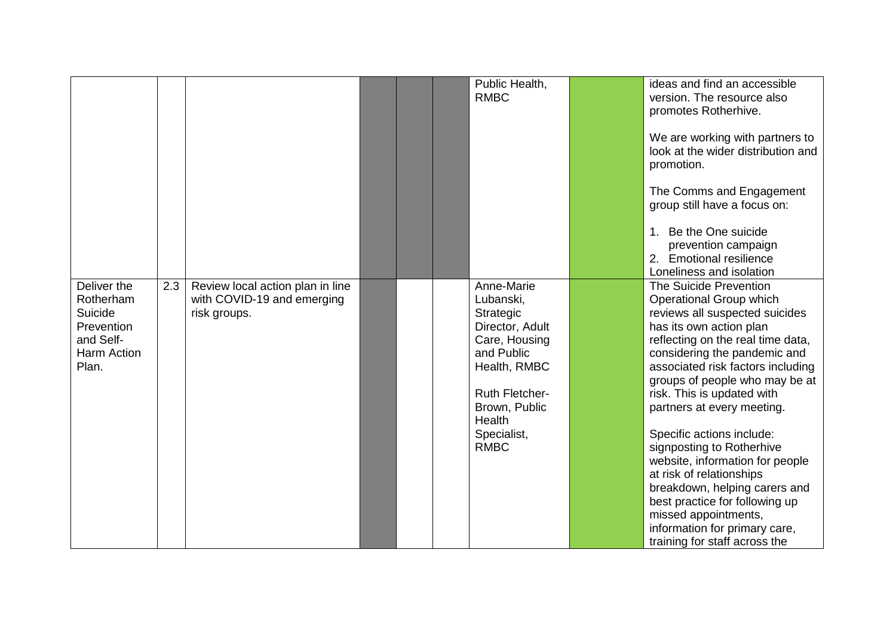| | | | | | | | | |
|---|---|---|---|---|---|---|---|---|
| | | | | | | Public Health, RMBC | | ideas and find an accessible version. The resource also promotes Rotherhive.<br><br>We are working with partners to look at the wider distribution and promotion.<br><br>The Comms and Engagement group still have a focus on:<br><br>1. Be the One suicide prevention campaign<br>2. Emotional resilience<br>Loneliness and isolation |
| Deliver the Rotherham Suicide Prevention and Self-Harm Action Plan. | 2.3 | Review local action plan in line with COVID-19 and emerging risk groups. | | | | Anne-Marie Lubanski, Strategic Director, Adult Care, Housing and Public Health, RMBC<br><br>Ruth Fletcher-Brown, Public Health Specialist, RMBC | | The Suicide Prevention Operational Group which reviews all suspected suicides has its own action plan reflecting on the real time data, considering the pandemic and associated risk factors including groups of people who may be at risk. This is updated with partners at every meeting.<br><br>Specific actions include: signposting to Rotherhive website, information for people at risk of relationships breakdown, helping carers and best practice for following up missed appointments, information for primary care, training for staff across the |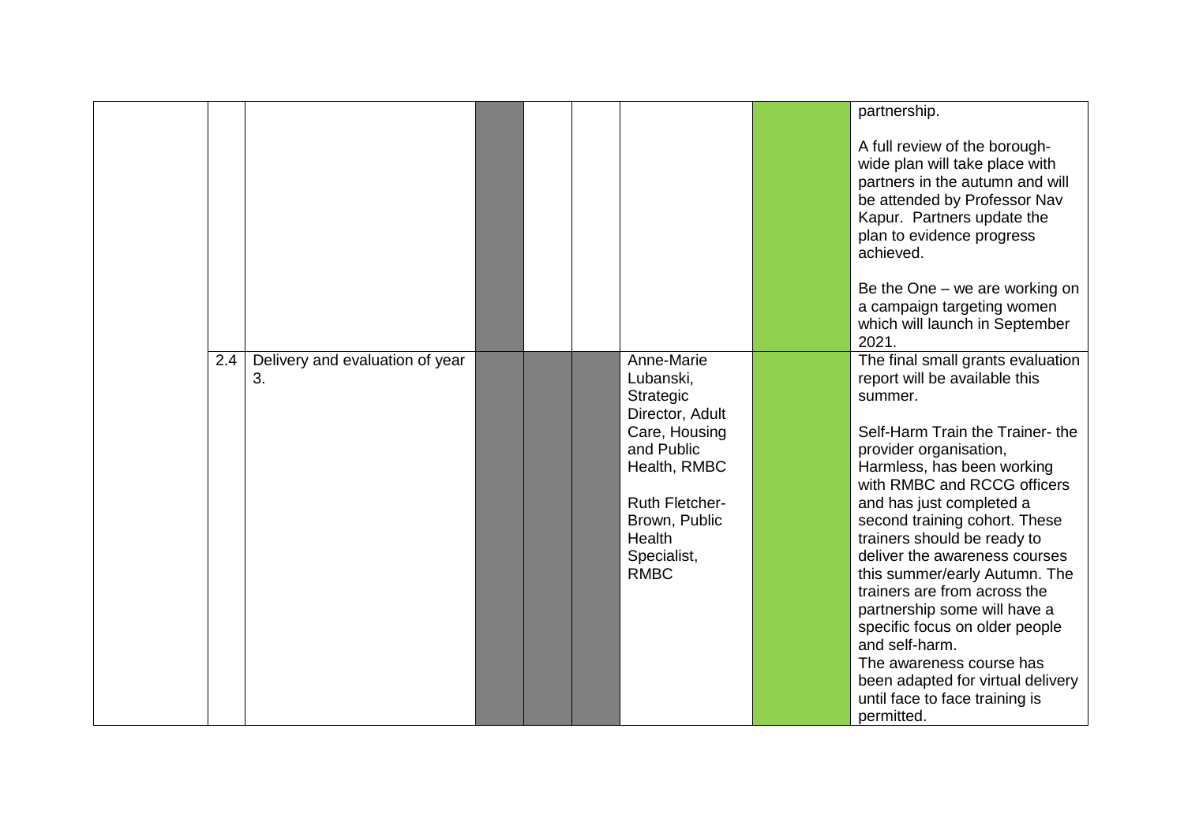| | | | | | | | | |
|---|---|---|---|---|---|---|---|---|
| | | | | | | | | partnership.<br><br>A full review of the borough-wide plan will take place with partners in the autumn and will be attended by Professor Nav Kapur. Partners update the plan to evidence progress achieved.<br><br>Be the One – we are working on a campaign targeting women which will launch in September 2021. |
| | 2.4 | Delivery and evaluation of year 3. | | | | Anne-Marie Lubanski, Strategic Director, Adult Care, Housing and Public Health, RMBC<br><br>Ruth Fletcher-Brown, Public Health Specialist, RMBC | | The final small grants evaluation report will be available this summer.<br><br>Self-Harm Train the Trainer- the provider organisation, Harmless, has been working with RMBC and RCCG officers and has just completed a second training cohort. These trainers should be ready to deliver the awareness courses this summer/early Autumn. The trainers are from across the partnership some will have a specific focus on older people and self-harm.<br>The awareness course has been adapted for virtual delivery until face to face training is permitted. |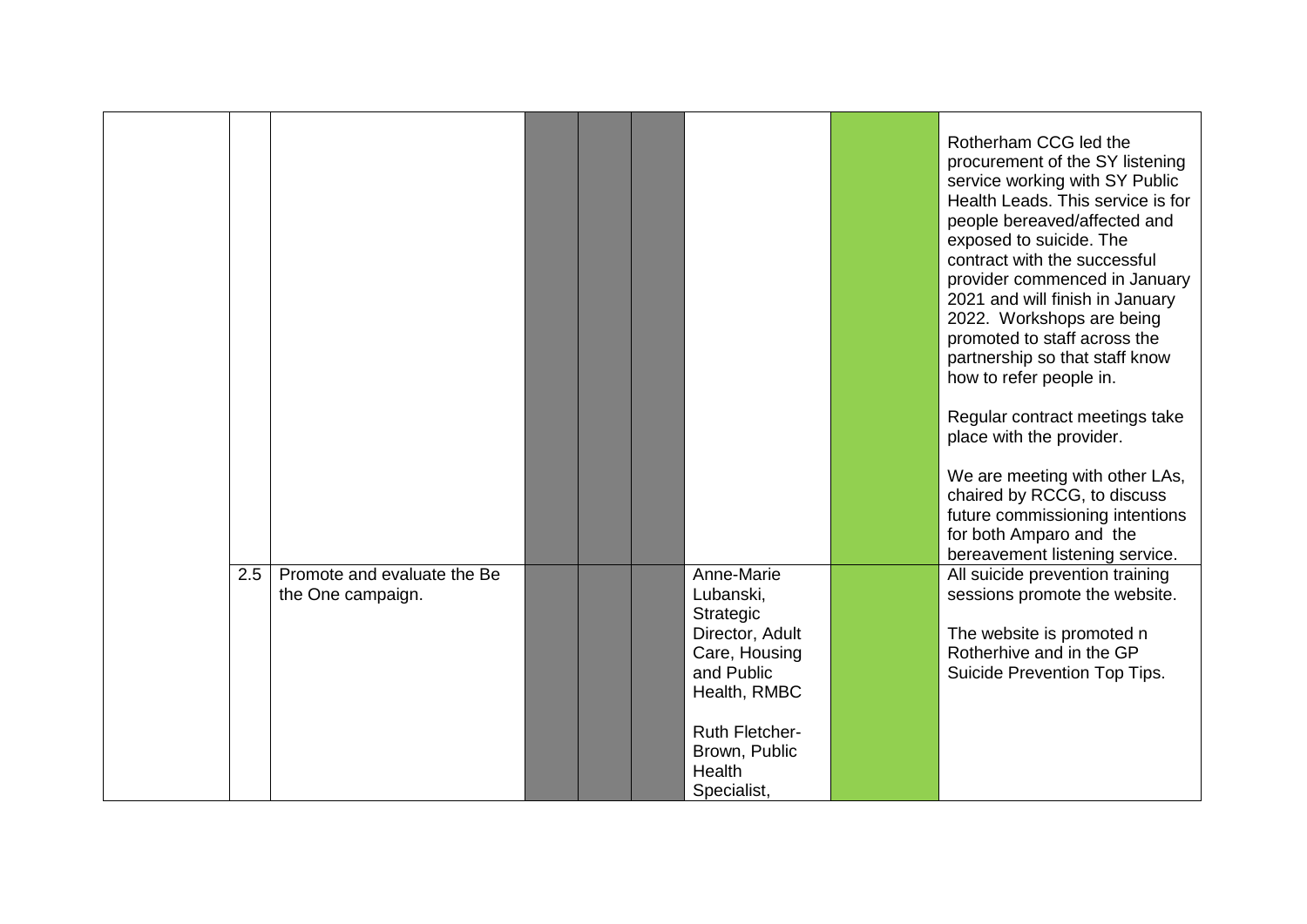| | | | | | | | | |
|---|---|---|---|---|---|---|---|---|
| | | | | | | | | Rotherham CCG led the procurement of the SY listening service working with SY Public Health Leads. This service is for people bereaved/affected and exposed to suicide. The contract with the successful provider commenced in January 2021 and will finish in January 2022. Workshops are being promoted to staff across the partnership so that staff know how to refer people in.<br><br>Regular contract meetings take place with the provider.<br><br>We are meeting with other LAs, chaired by RCCG, to discuss future commissioning intentions for both Amparo and the bereavement listening service. |
| | 2.5 | Promote and evaluate the Be the One campaign. | | | | Anne-Marie Lubanski, Strategic Director, Adult Care, Housing and Public Health, RMBC<br><br>Ruth Fletcher-Brown, Public Health Specialist, | | All suicide prevention training sessions promote the website.<br><br>The website is promoted n Rotherhive and in the GP Suicide Prevention Top Tips. |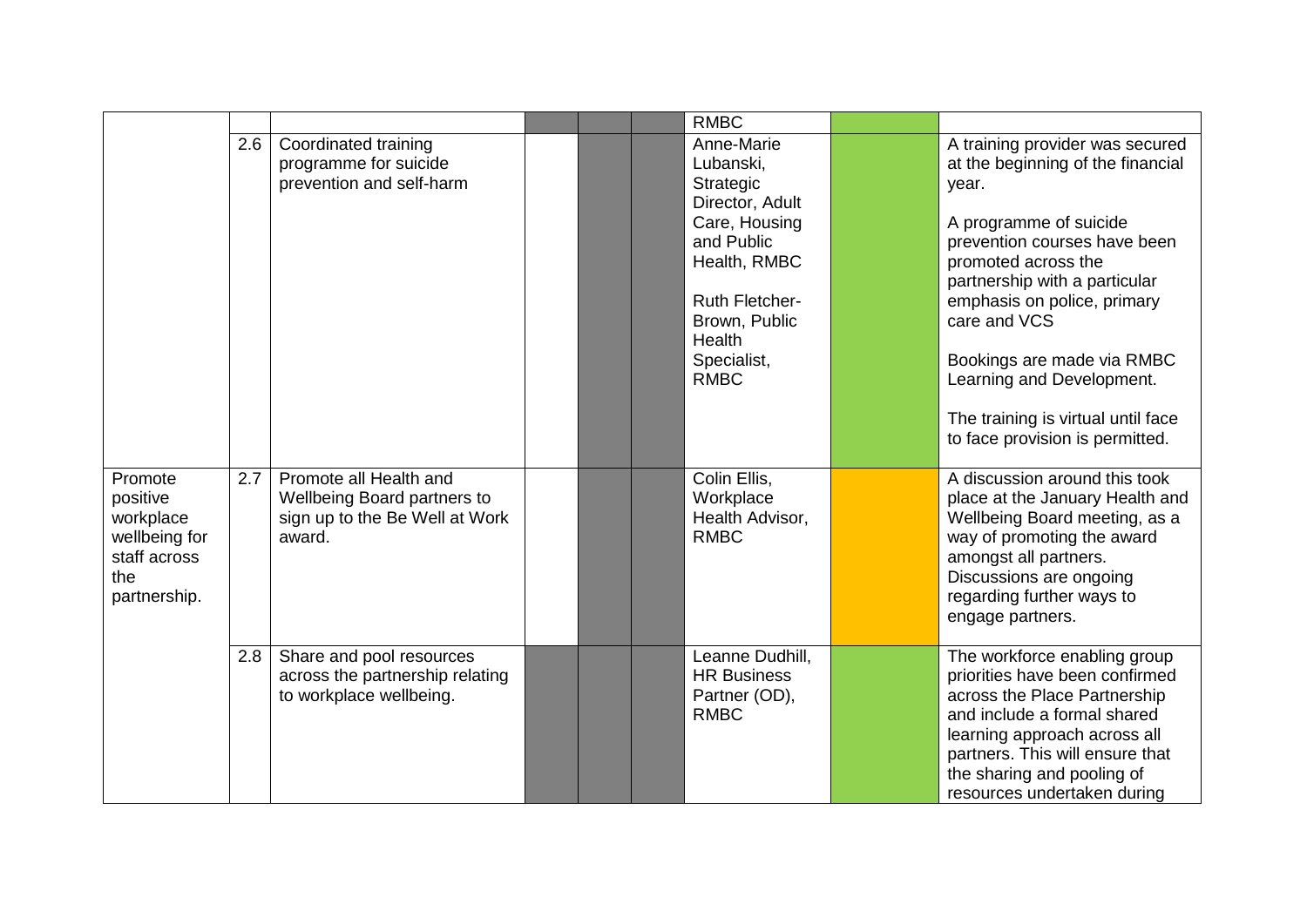| | | | | | | | | |
|---|---|---|---|---|---|---|---|---|
| | | | | | | RMBC | | |
| | 2.6 | Coordinated training programme for suicide prevention and self-harm | | | | Anne-Marie Lubanski, Strategic Director, Adult Care, Housing and Public Health, RMBC<br><br>Ruth Fletcher-Brown, Public Health Specialist, RMBC | | A training provider was secured at the beginning of the financial year.<br><br>A programme of suicide prevention courses have been promoted across the partnership with a particular emphasis on police, primary care and VCS<br><br>Bookings are made via RMBC Learning and Development.<br><br>The training is virtual until face to face provision is permitted. |
| Promote positive workplace wellbeing for staff across the partnership. | 2.7 | Promote all Health and Wellbeing Board partners to sign up to the Be Well at Work award. | | | | Colin Ellis, Workplace Health Advisor, RMBC | | A discussion around this took place at the January Health and Wellbeing Board meeting, as a way of promoting the award amongst all partners. Discussions are ongoing regarding further ways to engage partners. |
| | 2.8 | Share and pool resources across the partnership relating to workplace wellbeing. | | | | Leanne Dudhill, HR Business Partner (OD), RMBC | | The workforce enabling group priorities have been confirmed across the Place Partnership and include a formal shared learning approach across all partners. This will ensure that the sharing and pooling of resources undertaken during |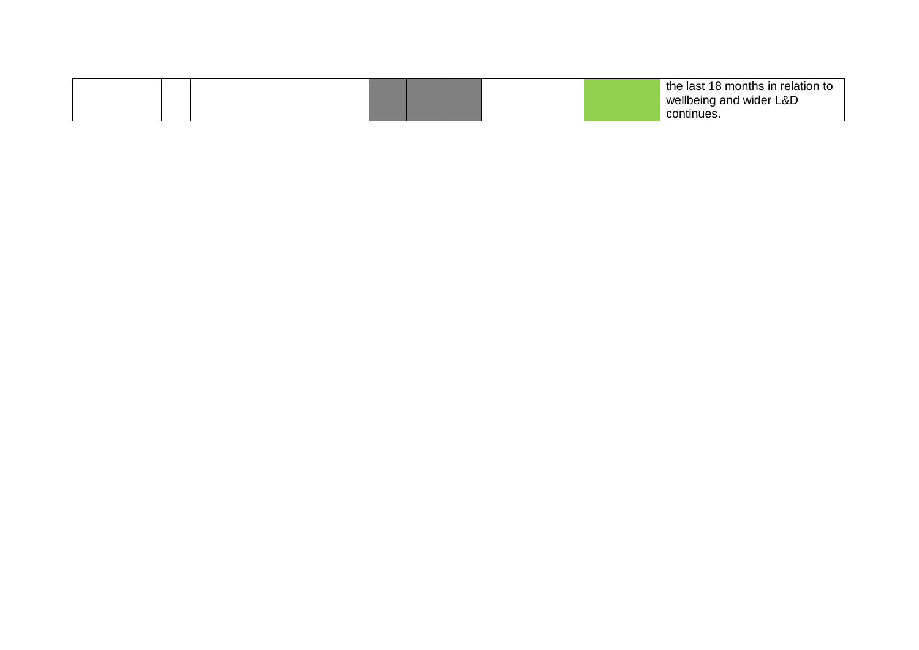| | | | | | | | | |
|---|---|---|---|---|---|---|---|---|
| | | | | | | | | the last 18 months in relation to wellbeing and wider L&D continues. |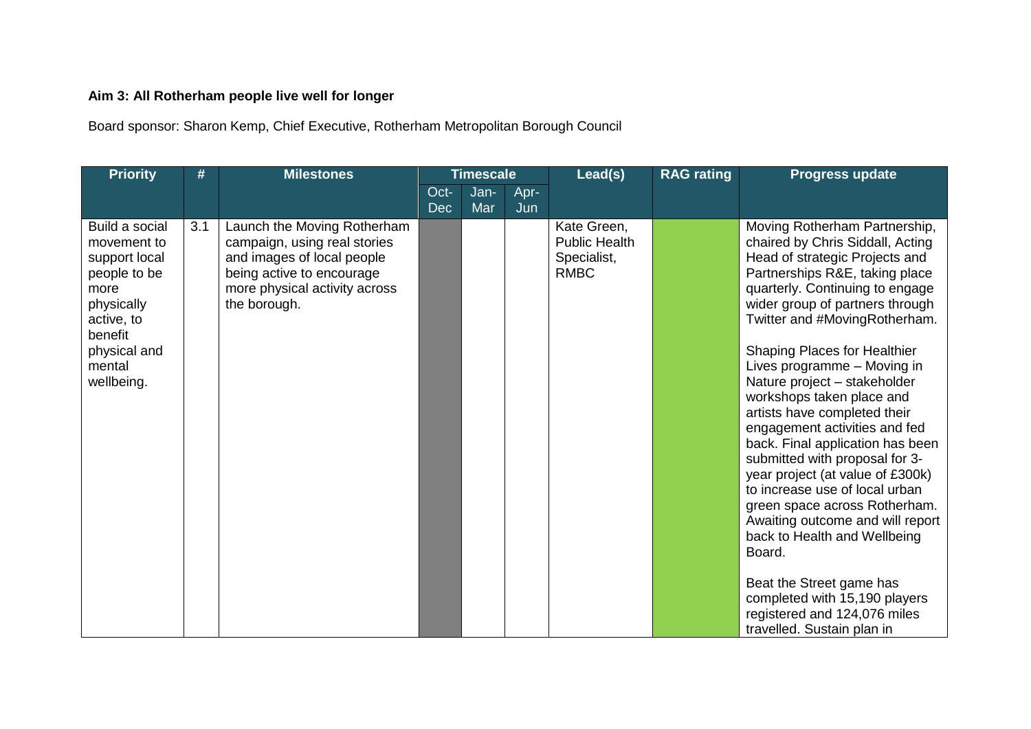**Aim 3: All Rotherham people live well for longer**

Board sponsor: Sharon Kemp, Chief Executive, Rotherham Metropolitan Borough Council

| Priority | # | Milestones | Timescale | | | Lead(s) | RAG rating | Progress update |
|---|---|---|---|---|---|---|---|---|
| | | | Oct-Dec | Jan-Mar | Apr-Jun | | | |
| Build a social movement to support local people to be more physically active, to benefit physical and mental wellbeing. | 3.1 | Launch the Moving Rotherham campaign, using real stories and images of local people being active to encourage more physical activity across the borough. | | | | Kate Green, Public Health Specialist, RMBC | | Moving Rotherham Partnership, chaired by Chris Siddall, Acting Head of strategic Projects and Partnerships R&E, taking place quarterly. Continuing to engage wider group of partners through Twitter and #MovingRotherham.<br><br>Shaping Places for Healthier Lives programme – Moving in Nature project – stakeholder workshops taken place and artists have completed their engagement activities and fed back. Final application has been submitted with proposal for 3-year project (at value of £300k) to increase use of local urban green space across Rotherham. Awaiting outcome and will report back to Health and Wellbeing Board.<br><br>Beat the Street game has completed with 15,190 players registered and 124,076 miles travelled. Sustain plan in |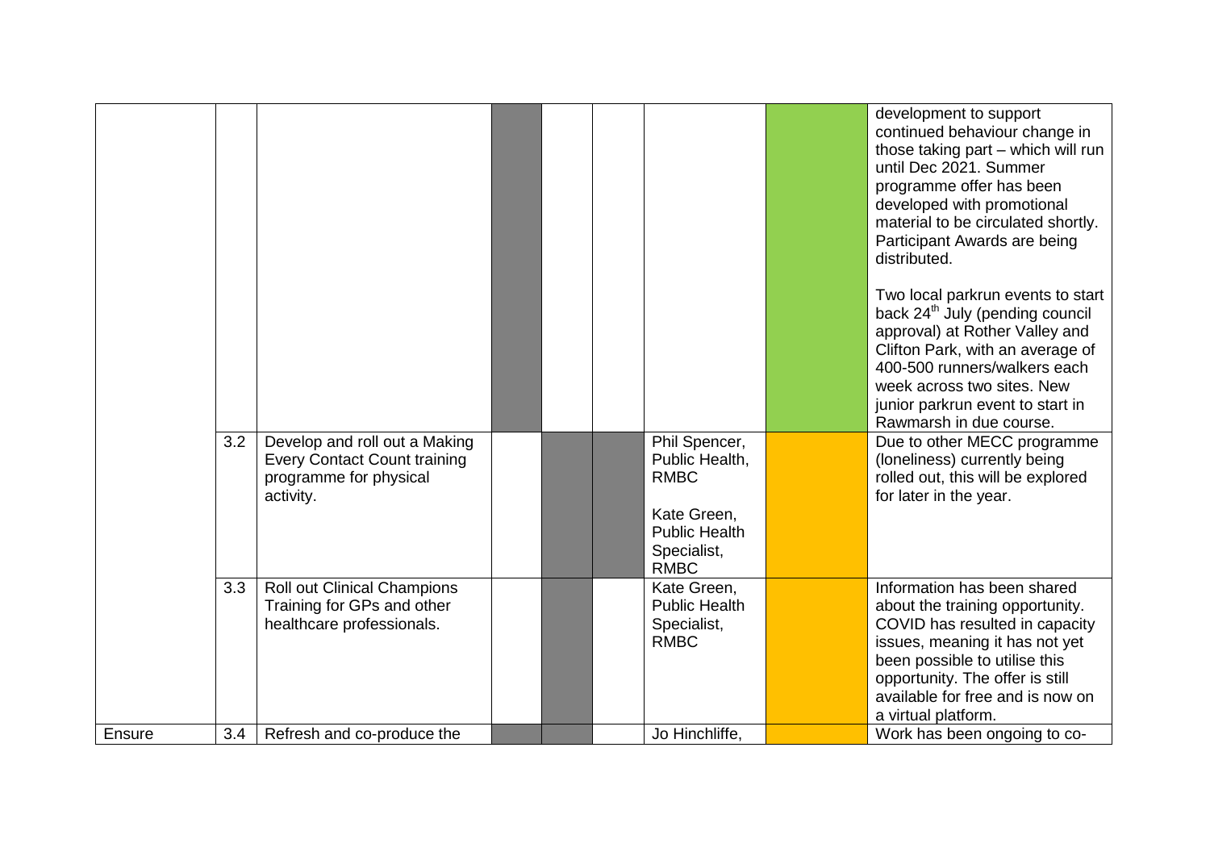| | | | | | | | | |
|---|---|---|---|---|---|---|---|---|
| | | | | | | | | development to support continued behaviour change in those taking part – which will run until Dec 2021. Summer programme offer has been developed with promotional material to be circulated shortly. Participant Awards are being distributed.<br><br>Two local parkrun events to start back 24th July (pending council approval) at Rother Valley and Clifton Park, with an average of 400-500 runners/walkers each week across two sites. New junior parkrun event to start in Rawmarsh in due course. |
| | 3.2 | Develop and roll out a Making Every Contact Count training programme for physical activity. | | | | Phil Spencer, Public Health, RMBC<br><br>Kate Green, Public Health Specialist, RMBC | | Due to other MECC programme (loneliness) currently being rolled out, this will be explored for later in the year. |
| | 3.3 | Roll out Clinical Champions Training for GPs and other healthcare professionals. | | | | Kate Green, Public Health Specialist, RMBC | | Information has been shared about the training opportunity. COVID has resulted in capacity issues, meaning it has not yet been possible to utilise this opportunity. The offer is still available for free and is now on a virtual platform. |
| Ensure | 3.4 | Refresh and co-produce the | | | | Jo Hinchliffe, | | Work has been ongoing to co- |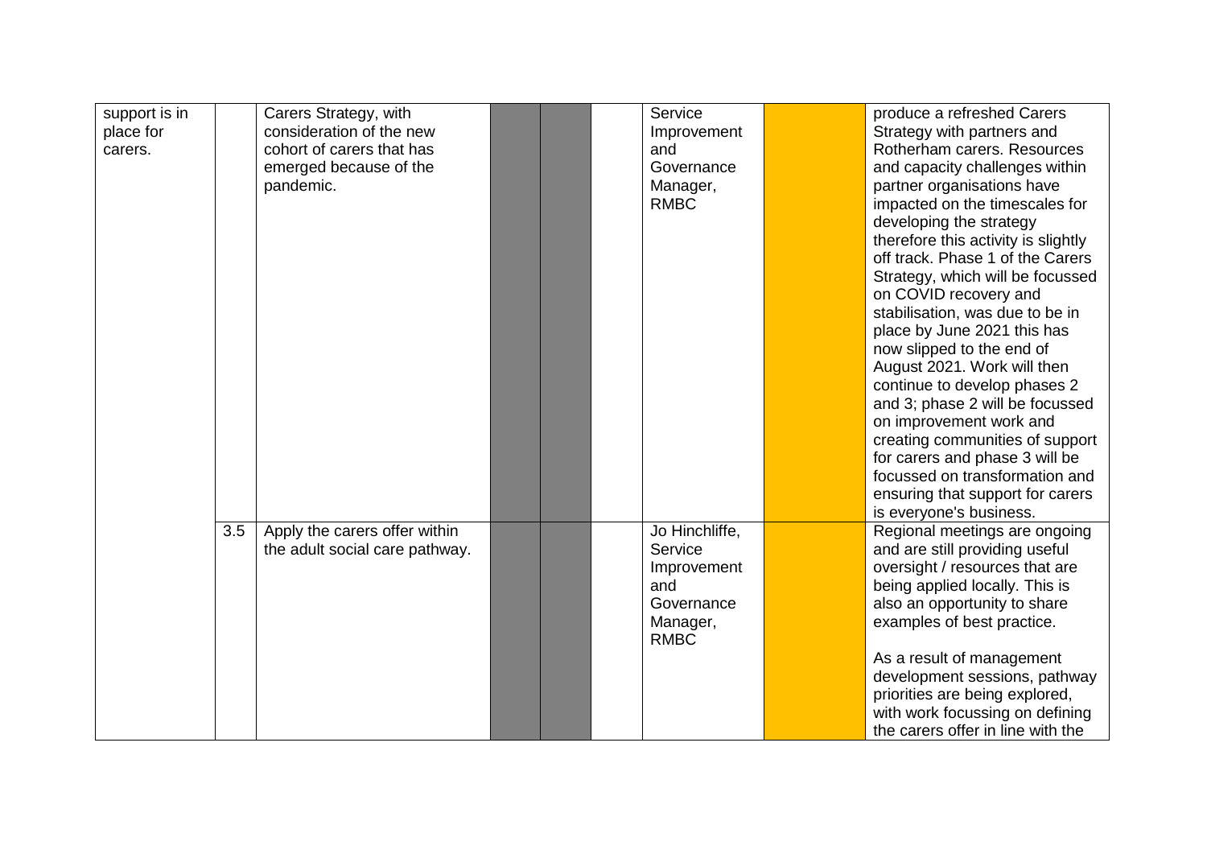| | | | | | | | | |
|---|---|---|---|---|---|---|---|---|
| support is in place for carers. | | Carers Strategy, with consideration of the new cohort of carers that has emerged because of the pandemic. | | | | Service Improvement and Governance Manager, RMBC | | produce a refreshed Carers Strategy with partners and Rotherham carers. Resources and capacity challenges within partner organisations have impacted on the timescales for developing the strategy therefore this activity is slightly off track. Phase 1 of the Carers Strategy, which will be focussed on COVID recovery and stabilisation, was due to be in place by June 2021 this has now slipped to the end of August 2021. Work will then continue to develop phases 2 and 3; phase 2 will be focussed on improvement work and creating communities of support for carers and phase 3 will be focussed on transformation and ensuring that support for carers is everyone's business. |
| | 3.5 | Apply the carers offer within the adult social care pathway. | | | | Jo Hinchliffe, Service Improvement and Governance Manager, RMBC | | Regional meetings are ongoing and are still providing useful oversight / resources that are being applied locally. This is also an opportunity to share examples of best practice.<br><br>As a result of management development sessions, pathway priorities are being explored, with work focussing on defining the carers offer in line with the |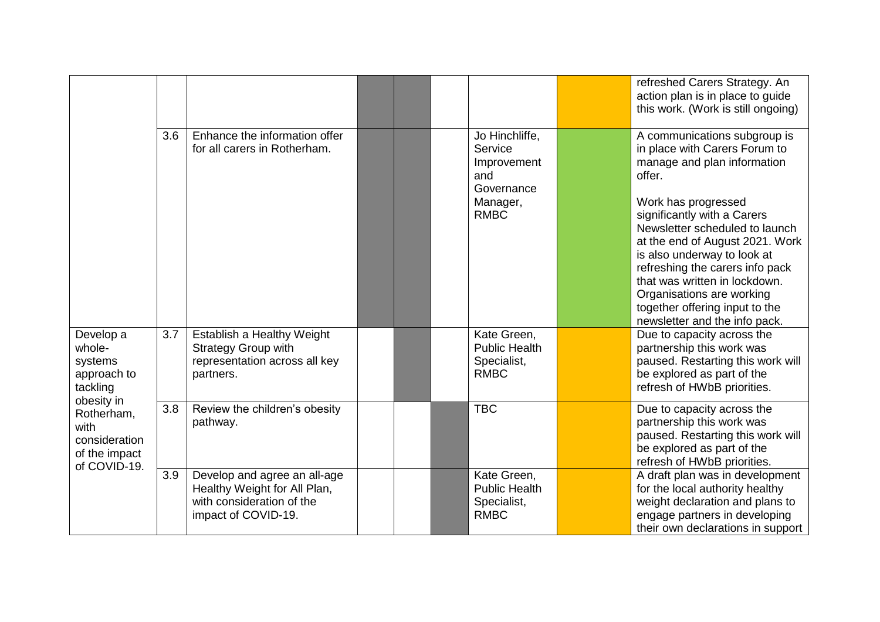| | | | | | | | | |
|---|---|---|---|---|---|---|---|---|
| | | | | | | | | refreshed Carers Strategy. An action plan is in place to guide this work. (Work is still ongoing) |
| | 3.6 | Enhance the information offer for all carers in Rotherham. | | | | Jo Hinchliffe, Service Improvement and Governance Manager, RMBC | | A communications subgroup is in place with Carers Forum to manage and plan information offer.<br><br>Work has progressed significantly with a Carers Newsletter scheduled to launch at the end of August 2021. Work is also underway to look at refreshing the carers info pack that was written in lockdown. Organisations are working together offering input to the newsletter and the info pack. |
| Develop a whole-systems approach to tackling obesity in Rotherham, with consideration of the impact of COVID-19. | 3.7 | Establish a Healthy Weight Strategy Group with representation across all key partners. | | | | Kate Green, Public Health Specialist, RMBC | | Due to capacity across the partnership this work was paused. Restarting this work will be explored as part of the refresh of HWbB priorities. |
| | 3.8 | Review the children's obesity pathway. | | | | TBC | | Due to capacity across the partnership this work was paused. Restarting this work will be explored as part of the refresh of HWbB priorities. |
| | 3.9 | Develop and agree an all-age Healthy Weight for All Plan, with consideration of the impact of COVID-19. | | | | Kate Green, Public Health Specialist, RMBC | | A draft plan was in development for the local authority healthy weight declaration and plans to engage partners in developing their own declarations in support |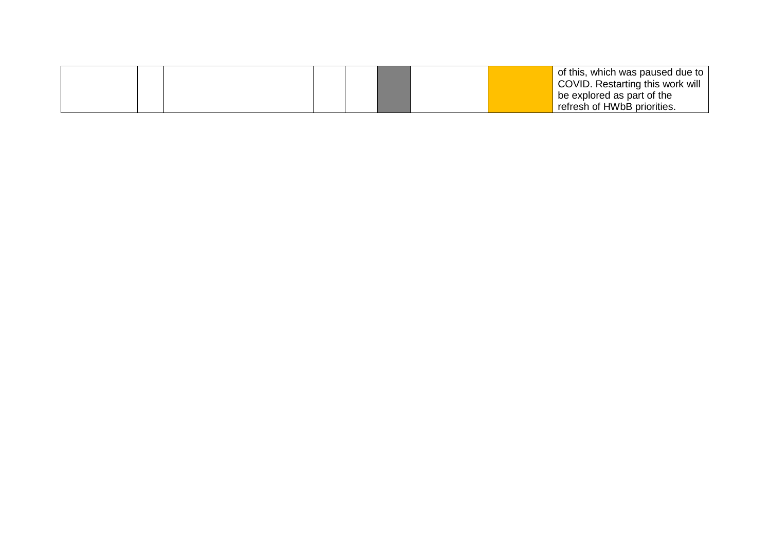|  |  |  |  |  |  |  |  |  |
|---|---|---|---|---|---|---|---|---|
|  |  |  |  |  |  |  |  | of this, which was paused due to COVID. Restarting this work will be explored as part of the refresh of HWbB priorities. |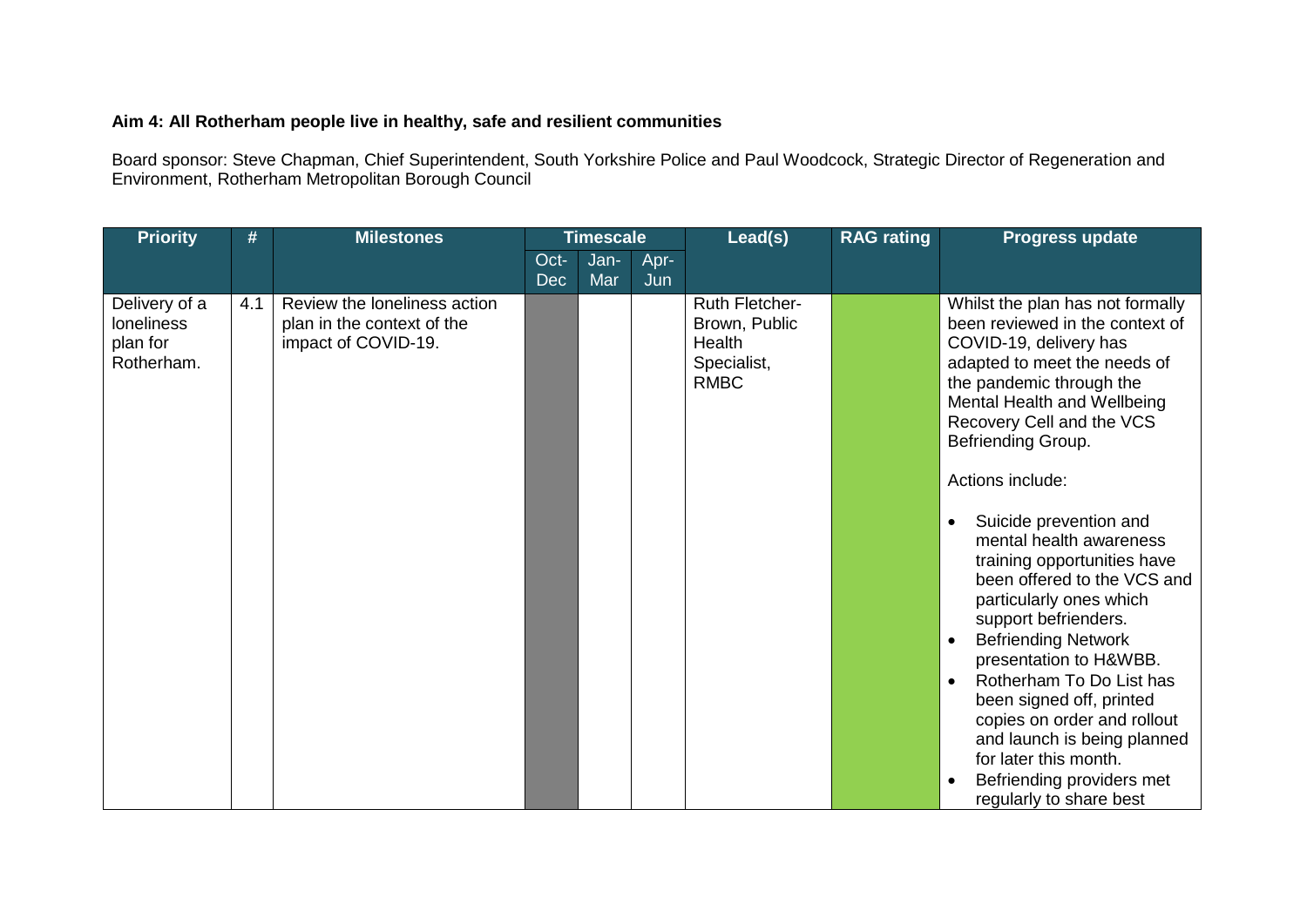**Aim 4: All Rotherham people live in healthy, safe and resilient communities**

Board sponsor: Steve Chapman, Chief Superintendent, South Yorkshire Police and Paul Woodcock, Strategic Director of Regeneration and Environment, Rotherham Metropolitan Borough Council

| Priority | # | Milestones | Timescale | | | Lead(s) | RAG rating | Progress update |
|---|---|---|---|---|---|---|---|---|
| | | | Oct-Dec | Jan-Mar | Apr-Jun | | | |
| Delivery of a loneliness plan for Rotherham. | 4.1 | Review the loneliness action plan in the context of the impact of COVID-19. | | | | Ruth Fletcher-Brown, Public Health Specialist, RMBC | | Whilst the plan has not formally been reviewed in the context of COVID-19, delivery has adapted to meet the needs of the pandemic through the Mental Health and Wellbeing Recovery Cell and the VCS Befriending Group.<br><br>Actions include:<br><br>• Suicide prevention and mental health awareness training opportunities have been offered to the VCS and particularly ones which support befrienders.<br>• Befriending Network presentation to H&WBB.<br>• Rotherham To Do List has been signed off, printed copies on order and rollout and launch is being planned for later this month.<br>• Befriending providers met regularly to share best |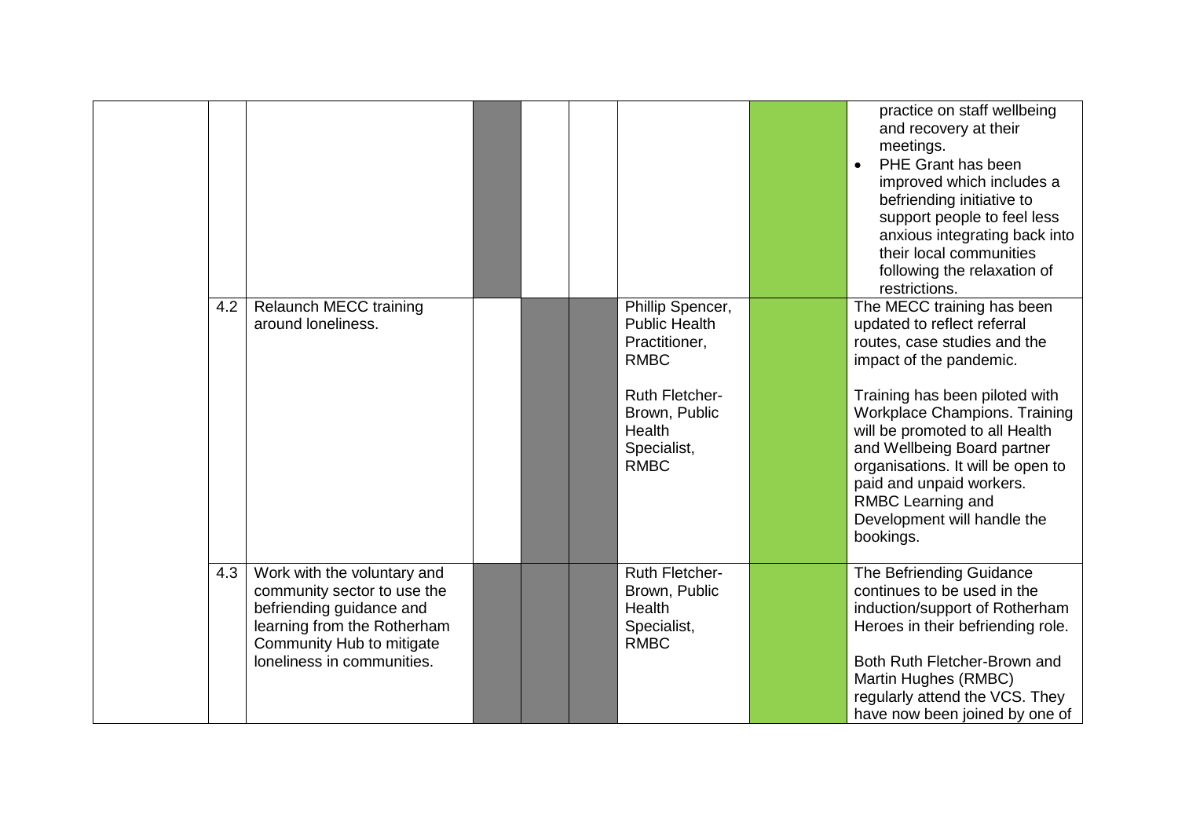| | | | | | | | | |
|---|---|---|---|---|---|---|---|---|
| | | | | | | | | practice on staff wellbeing and recovery at their meetings.<br>• PHE Grant has been improved which includes a befriending initiative to support people to feel less anxious integrating back into their local communities following the relaxation of restrictions. |
| | 4.2 | Relaunch MECC training around loneliness. | | | | Phillip Spencer, Public Health Practitioner, RMBC<br><br>Ruth Fletcher-Brown, Public Health Specialist, RMBC | | The MECC training has been updated to reflect referral routes, case studies and the impact of the pandemic.<br><br>Training has been piloted with Workplace Champions. Training will be promoted to all Health and Wellbeing Board partner organisations. It will be open to paid and unpaid workers. RMBC Learning and Development will handle the bookings. |
| | 4.3 | Work with the voluntary and community sector to use the befriending guidance and learning from the Rotherham Community Hub to mitigate loneliness in communities. | | | | Ruth Fletcher-Brown, Public Health Specialist, RMBC | | The Befriending Guidance continues to be used in the induction/support of Rotherham Heroes in their befriending role.<br><br>Both Ruth Fletcher-Brown and Martin Hughes (RMBC) regularly attend the VCS. They have now been joined by one of |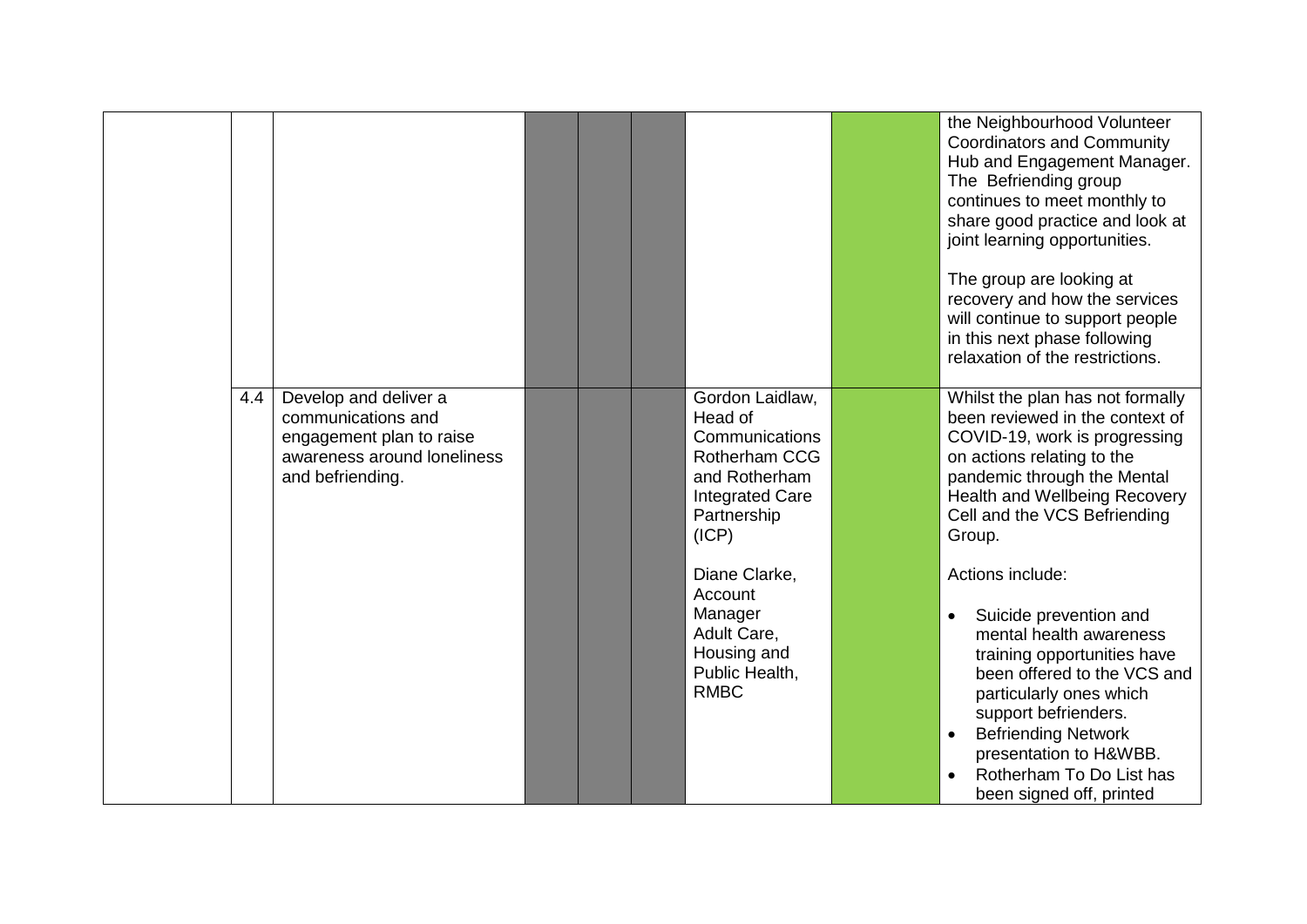| | | | | | | | | |
|---|---|---|---|---|---|---|---|---|
| | | | | | | | | the Neighbourhood Volunteer Coordinators and Community Hub and Engagement Manager. The Befriending group continues to meet monthly to share good practice and look at joint learning opportunities.<br><br>The group are looking at recovery and how the services will continue to support people in this next phase following relaxation of the restrictions. |
| | 4.4 | Develop and deliver a communications and engagement plan to raise awareness around loneliness and befriending. | | | | Gordon Laidlaw, Head of Communications Rotherham CCG and Rotherham Integrated Care Partnership (ICP)<br><br>Diane Clarke, Account Manager Adult Care, Housing and Public Health, RMBC | | Whilst the plan has not formally been reviewed in the context of COVID-19, work is progressing on actions relating to the pandemic through the Mental Health and Wellbeing Recovery Cell and the VCS Befriending Group.<br><br>Actions include:<br><br>• Suicide prevention and mental health awareness training opportunities have been offered to the VCS and particularly ones which support befrienders.<br>• Befriending Network presentation to H&WBB.<br>• Rotherham To Do List has been signed off, printed |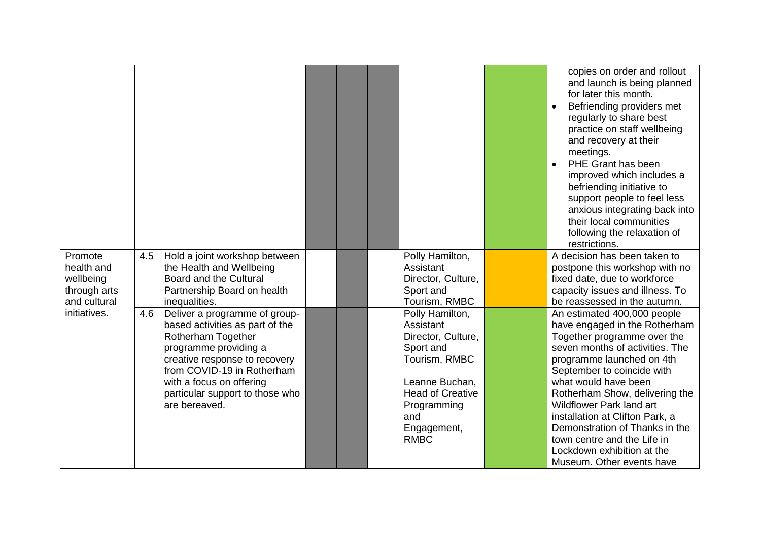|  |  |  |  |  |  |  |  |  |
|---|---|---|---|---|---|---|---|---|
|  |  |  |  |  |  |  |  | copies on order and rollout and launch is being planned for later this month.<br>• Befriending providers met regularly to share best practice on staff wellbeing and recovery at their meetings.<br>• PHE Grant has been improved which includes a befriending initiative to support people to feel less anxious integrating back into their local communities following the relaxation of restrictions. |
| Promote health and wellbeing through arts and cultural initiatives. | 4.5 | Hold a joint workshop between the Health and Wellbeing Board and the Cultural Partnership Board on health inequalities. |  |  |  | Polly Hamilton, Assistant Director, Culture, Sport and Tourism, RMBC |  | A decision has been taken to postpone this workshop with no fixed date, due to workforce capacity issues and illness. To be reassessed in the autumn. |
|  | 4.6 | Deliver a programme of group-based activities as part of the Rotherham Together programme providing a creative response to recovery from COVID-19 in Rotherham with a focus on offering particular support to those who are bereaved. |  |  |  | Polly Hamilton, Assistant Director, Culture, Sport and Tourism, RMBC<br><br>Leanne Buchan, Head of Creative Programming and Engagement, RMBC |  | An estimated 400,000 people have engaged in the Rotherham Together programme over the seven months of activities. The programme launched on 4th September to coincide with what would have been Rotherham Show, delivering the Wildflower Park land art installation at Clifton Park, a Demonstration of Thanks in the town centre and the Life in Lockdown exhibition at the Museum. Other events have |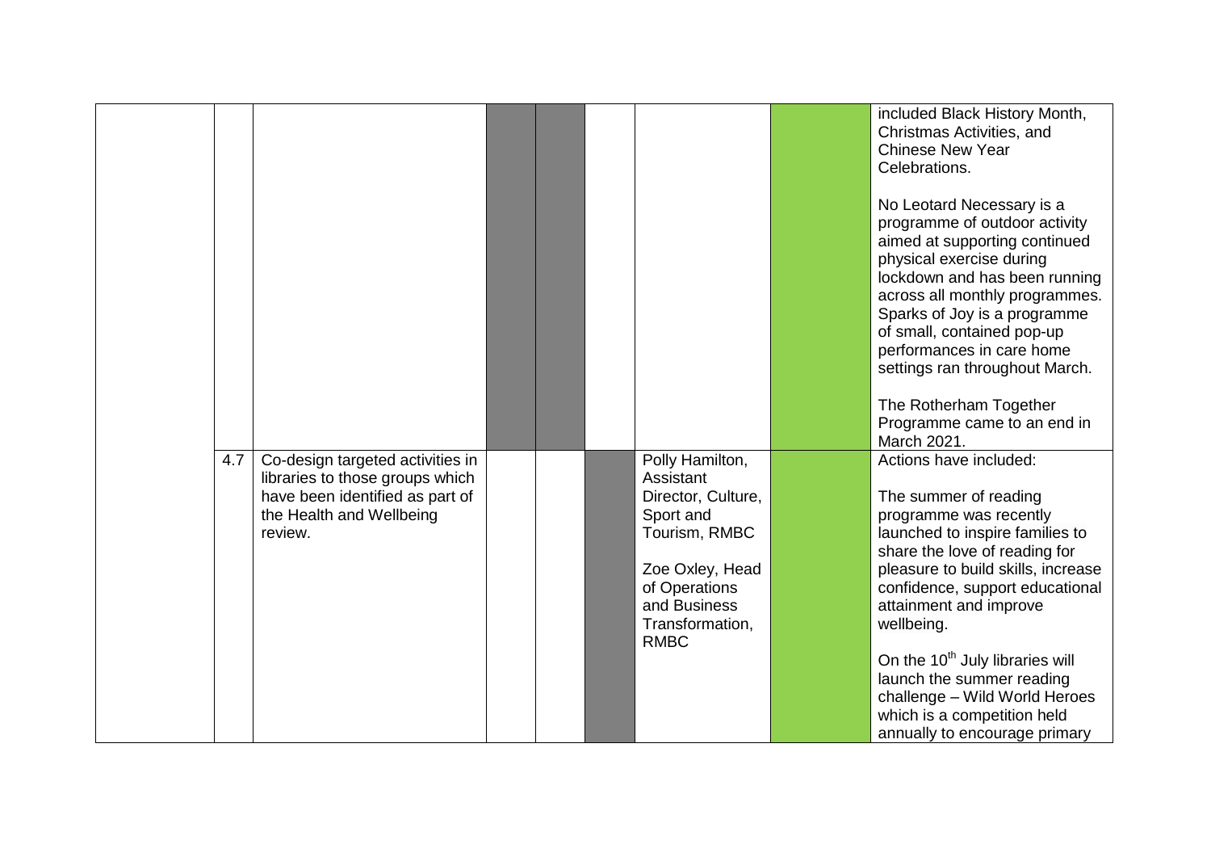| | | | | | | | | |
|---|---|---|---|---|---|---|---|---|
| | | | | | | | | included Black History Month, Christmas Activities, and Chinese New Year Celebrations.<br><br>No Leotard Necessary is a programme of outdoor activity aimed at supporting continued physical exercise during lockdown and has been running across all monthly programmes. Sparks of Joy is a programme of small, contained pop-up performances in care home settings ran throughout March.<br><br>The Rotherham Together Programme came to an end in March 2021. |
| | 4.7 | Co-design targeted activities in libraries to those groups which have been identified as part of the Health and Wellbeing review. | | | | Polly Hamilton, Assistant Director, Culture, Sport and Tourism, RMBC<br><br>Zoe Oxley, Head of Operations and Business Transformation, RMBC | | Actions have included:<br><br>The summer of reading programme was recently launched to inspire families to share the love of reading for pleasure to build skills, increase confidence, support educational attainment and improve wellbeing.<br><br>On the 10th July libraries will launch the summer reading challenge – Wild World Heroes which is a competition held annually to encourage primary |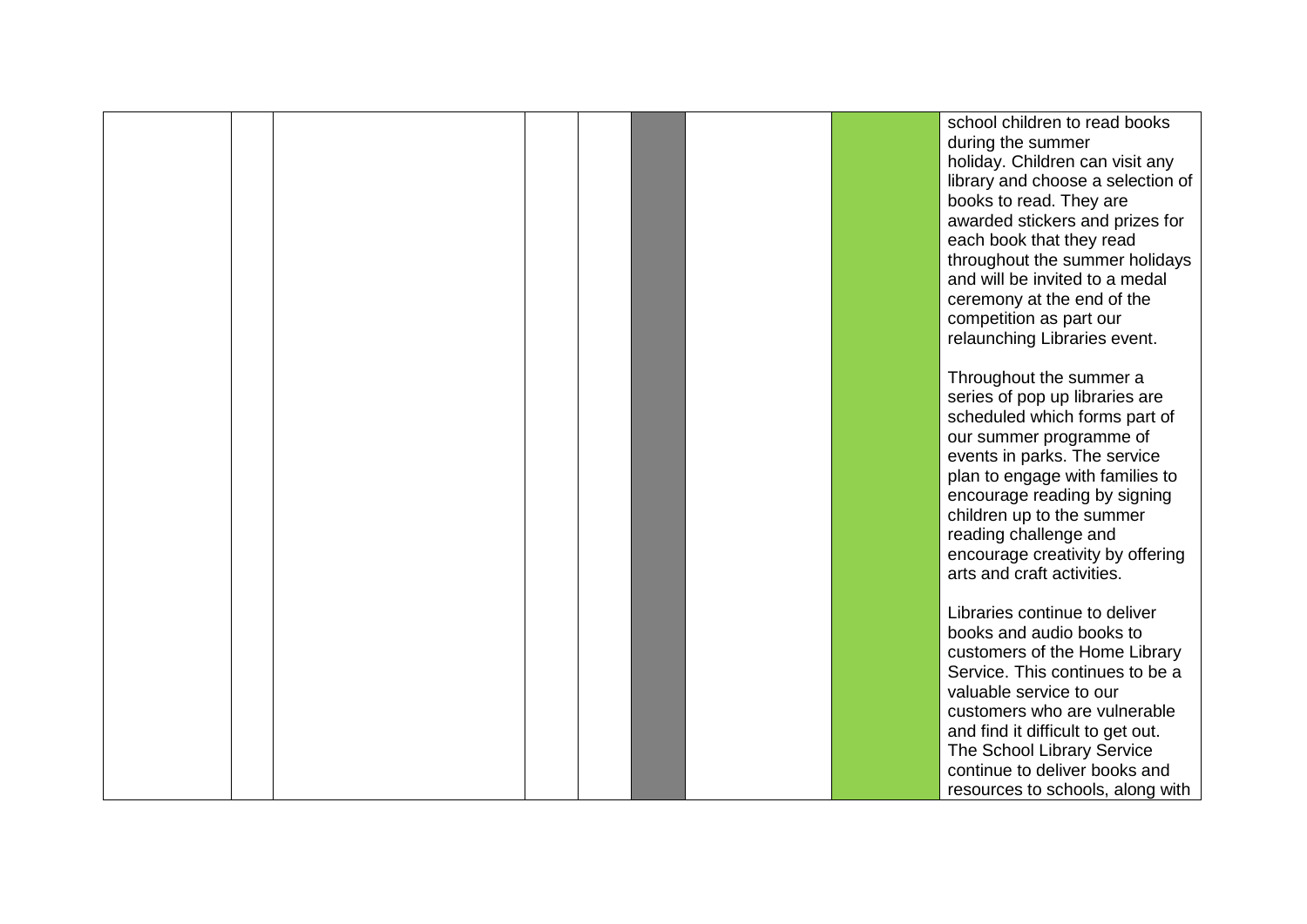|  |  |  |  |  |  |  |  | school children to read books during the summer holiday. Children can visit any library and choose a selection of books to read. They are awarded stickers and prizes for each book that they read throughout the summer holidays and will be invited to a medal ceremony at the end of the competition as part our relaunching Libraries event.<br><br>Throughout the summer a series of pop up libraries are scheduled which forms part of our summer programme of events in parks. The service plan to engage with families to encourage reading by signing children up to the summer reading challenge and encourage creativity by offering arts and craft activities.<br><br>Libraries continue to deliver books and audio books to customers of the Home Library Service. This continues to be a valuable service to our customers who are vulnerable and find it difficult to get out. The School Library Service continue to deliver books and resources to schools, along with |
|---|---|---|---|---|---|---|---|---|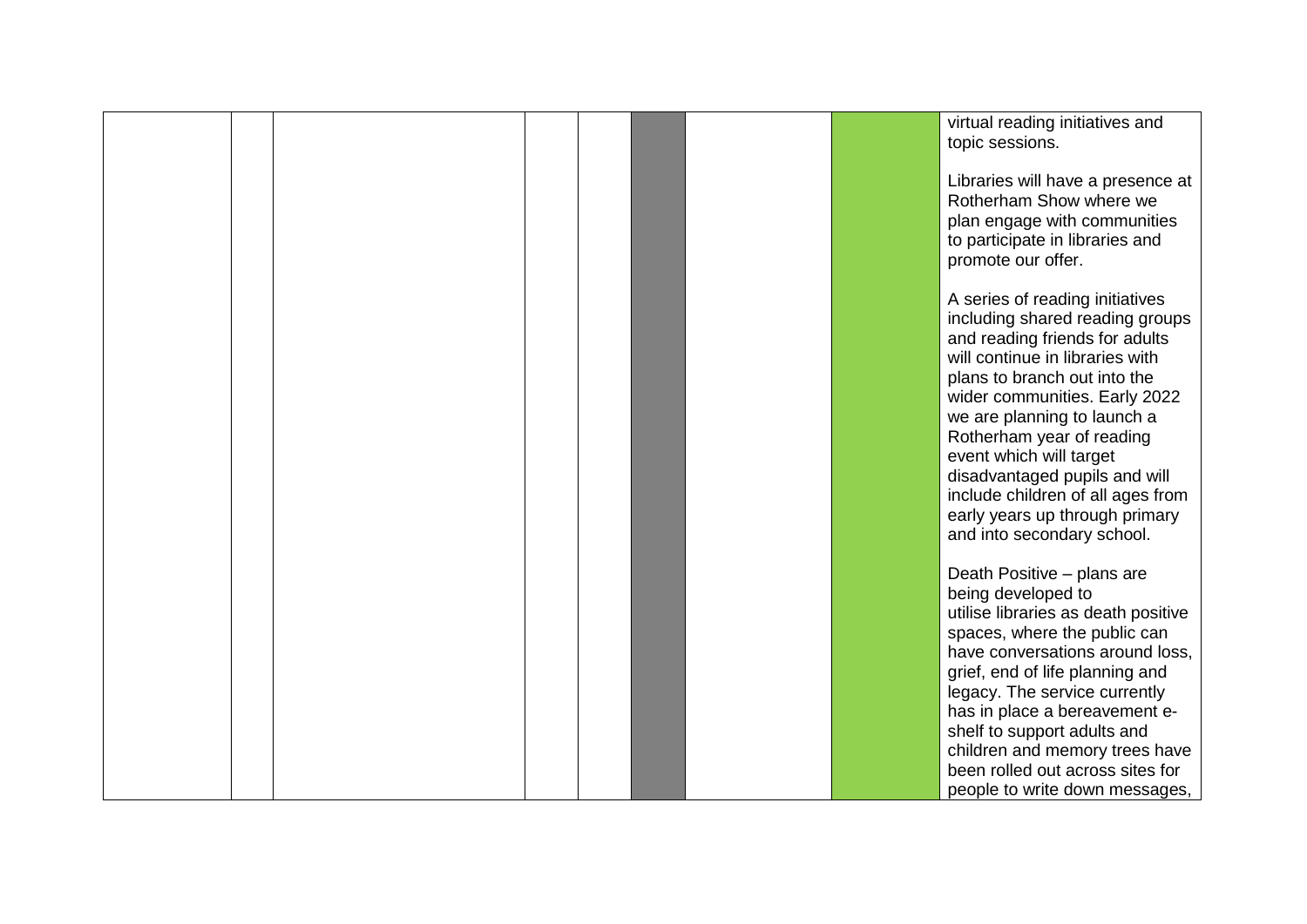|  |  |  |  |  |  |  |  |  |
|---|---|---|---|---|---|---|---|---|
|  |  |  |  |  |  |  |  | virtual reading initiatives and topic sessions.<br><br>Libraries will have a presence at Rotherham Show where we plan engage with communities to participate in libraries and promote our offer.<br><br>A series of reading initiatives including shared reading groups and reading friends for adults will continue in libraries with plans to branch out into the wider communities. Early 2022 we are planning to launch a Rotherham year of reading event which will target disadvantaged pupils and will include children of all ages from early years up through primary and into secondary school.<br><br>Death Positive – plans are being developed to utilise libraries as death positive spaces, where the public can have conversations around loss, grief, end of life planning and legacy. The service currently has in place a bereavement e-shelf to support adults and children and memory trees have been rolled out across sites for people to write down messages, |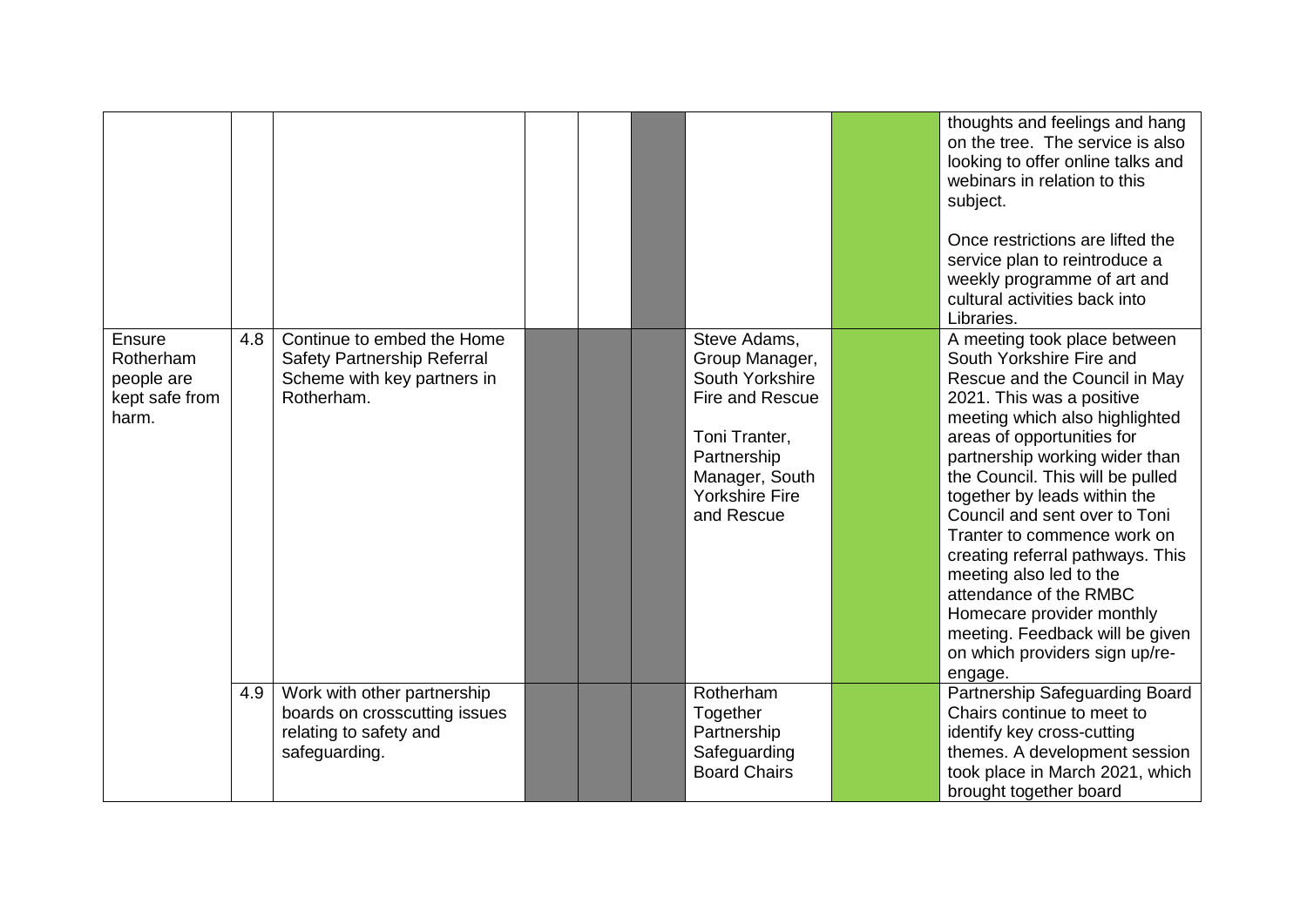| | | | | | | | | |
|---|---|---|---|---|---|---|---|---|
| | | | | | | | | thoughts and feelings and hang on the tree. The service is also looking to offer online talks and webinars in relation to this subject.<br><br>Once restrictions are lifted the service plan to reintroduce a weekly programme of art and cultural activities back into Libraries. |
| Ensure Rotherham people are kept safe from harm. | 4.8 | Continue to embed the Home Safety Partnership Referral Scheme with key partners in Rotherham. | | | | Steve Adams, Group Manager, South Yorkshire Fire and Rescue<br><br>Toni Tranter, Partnership Manager, South Yorkshire Fire and Rescue | | A meeting took place between South Yorkshire Fire and Rescue and the Council in May 2021. This was a positive meeting which also highlighted areas of opportunities for partnership working wider than the Council. This will be pulled together by leads within the Council and sent over to Toni Tranter to commence work on creating referral pathways. This meeting also led to the attendance of the RMBC Homecare provider monthly meeting. Feedback will be given on which providers sign up/re-engage. |
| | 4.9 | Work with other partnership boards on crosscutting issues relating to safety and safeguarding. | | | | Rotherham Together Partnership Safeguarding Board Chairs | | Partnership Safeguarding Board Chairs continue to meet to identify key cross-cutting themes. A development session took place in March 2021, which brought together board |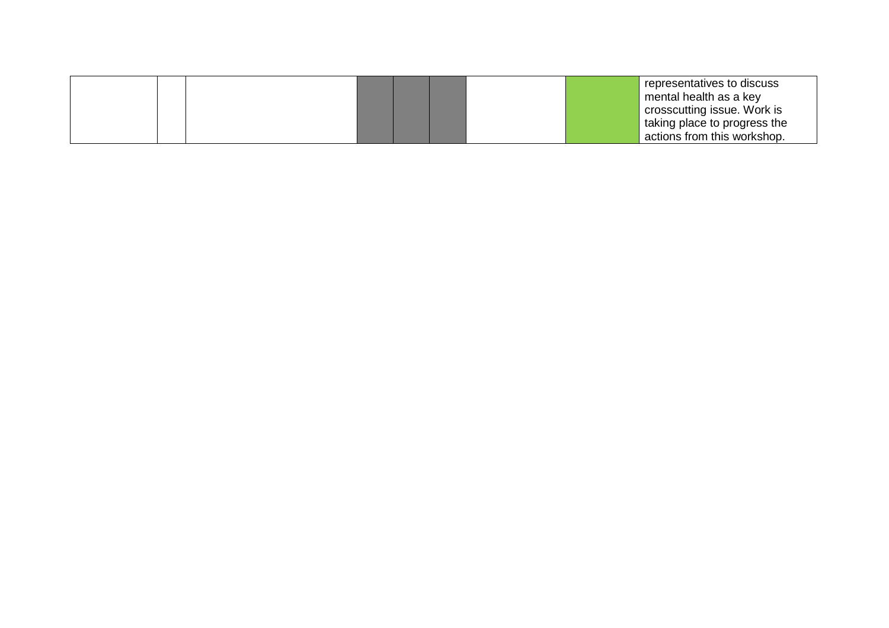| | | | | | | | | |
|---|---|---|---|---|---|---|---|---|
| | | | | | | | | representatives to discuss mental health as a key crosscutting issue. Work is taking place to progress the actions from this workshop. |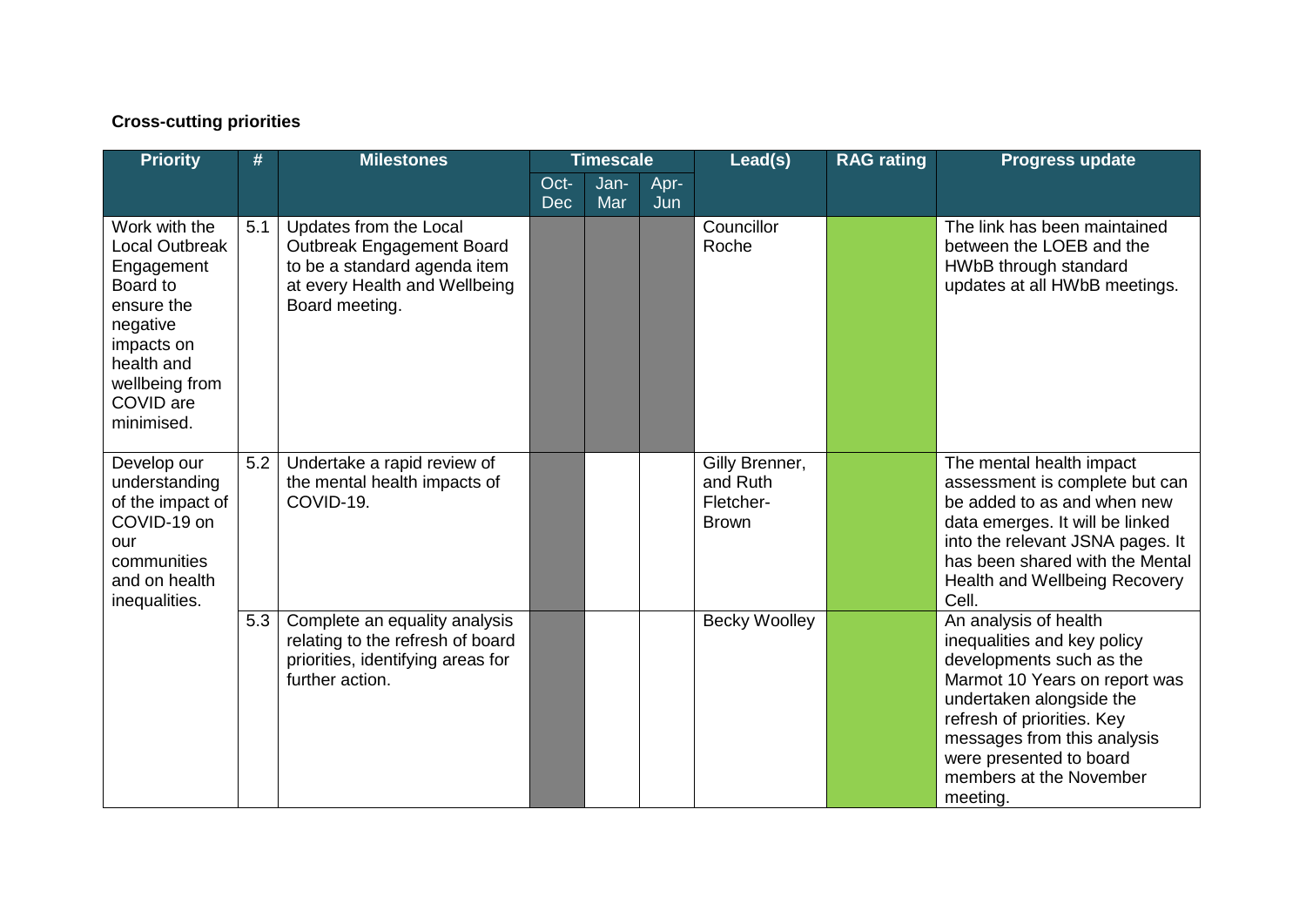**Cross-cutting priorities**

| Priority | # | Milestones | Timescale | | | Lead(s) | RAG rating | Progress update |
|---|---|---|---|---|---|---|---|---|
| | | | Oct-Dec | Jan-Mar | Apr-Jun | | | |
| Work with the Local Outbreak Engagement Board to ensure the negative impacts on health and wellbeing from COVID are minimised. | 5.1 | Updates from the Local Outbreak Engagement Board to be a standard agenda item at every Health and Wellbeing Board meeting. | | | | Councillor Roche | | The link has been maintained between the LOEB and the HWbB through standard updates at all HWbB meetings. |
| Develop our understanding of the impact of COVID-19 on our communities and on health inequalities. | 5.2 | Undertake a rapid review of the mental health impacts of COVID-19. | | | | Gilly Brenner, and Ruth Fletcher-Brown | | The mental health impact assessment is complete but can be added to as and when new data emerges. It will be linked into the relevant JSNA pages. It has been shared with the Mental Health and Wellbeing Recovery Cell. |
| | 5.3 | Complete an equality analysis relating to the refresh of board priorities, identifying areas for further action. | | | | Becky Woolley | | An analysis of health inequalities and key policy developments such as the Marmot 10 Years on report was undertaken alongside the refresh of priorities. Key messages from this analysis were presented to board members at the November meeting. |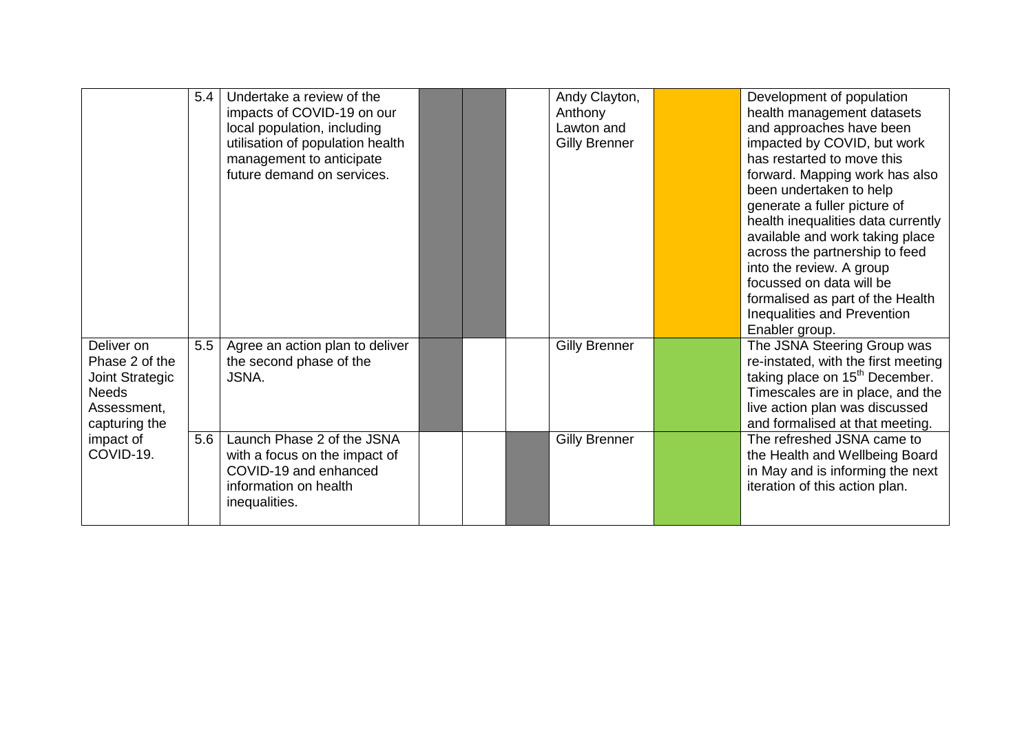| | | | | | | | | |
|---|---|---|---|---|---|---|---|---|
| | 5.4 | Undertake a review of the impacts of COVID-19 on our local population, including utilisation of population health management to anticipate future demand on services. | | | | Andy Clayton, Anthony Lawton and Gilly Brenner | | Development of population health management datasets and approaches have been impacted by COVID, but work has restarted to move this forward. Mapping work has also been undertaken to help generate a fuller picture of health inequalities data currently available and work taking place across the partnership to feed into the review. A group focussed on data will be formalised as part of the Health Inequalities and Prevention Enabler group. |
| Deliver on Phase 2 of the Joint Strategic Needs Assessment, capturing the impact of COVID-19. | 5.5 | Agree an action plan to deliver the second phase of the JSNA. | | | | Gilly Brenner | | The JSNA Steering Group was re-instated, with the first meeting taking place on 15th December. Timescales are in place, and the live action plan was discussed and formalised at that meeting. |
| | 5.6 | Launch Phase 2 of the JSNA with a focus on the impact of COVID-19 and enhanced information on health inequalities. | | | | Gilly Brenner | | The refreshed JSNA came to the Health and Wellbeing Board in May and is informing the next iteration of this action plan. |